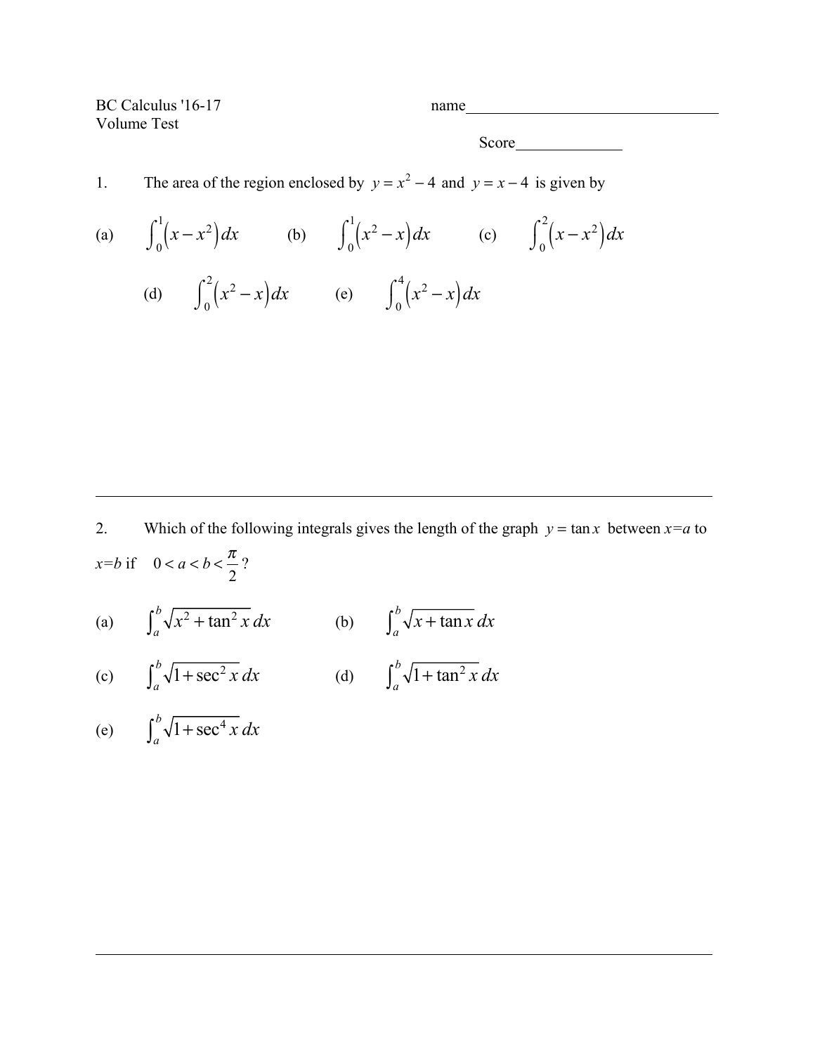BC Calculus '16-17

Volume Test

name________________________________

Score_____________

1. The area of the region enclosed by $y = x^2 - 4$ and $y = x - 4$ is given by

(a) $\int_0^1 (x - x^2)\,dx$ (b) $\int_0^1 (x^2 - x)\,dx$ (c) $\int_0^2 (x - x^2)\,dx$

(d) $\int_0^2 (x^2 - x)\,dx$ (e) $\int_0^4 (x^2 - x)\,dx$

---

2. Which of the following integrals gives the length of the graph $y = \tan x$ between $x=a$ to $x=b$ if $0 < a < b < \frac{\pi}{2}$?

(a) $\int_a^b \sqrt{x^2 + \tan^2 x}\,dx$ (b) $\int_a^b \sqrt{x + \tan x}\,dx$

(c) $\int_a^b \sqrt{1 + \sec^2 x}\,dx$ (d) $\int_a^b \sqrt{1 + \tan^2 x}\,dx$

(e) $\int_a^b \sqrt{1 + \sec^4 x}\,dx$

---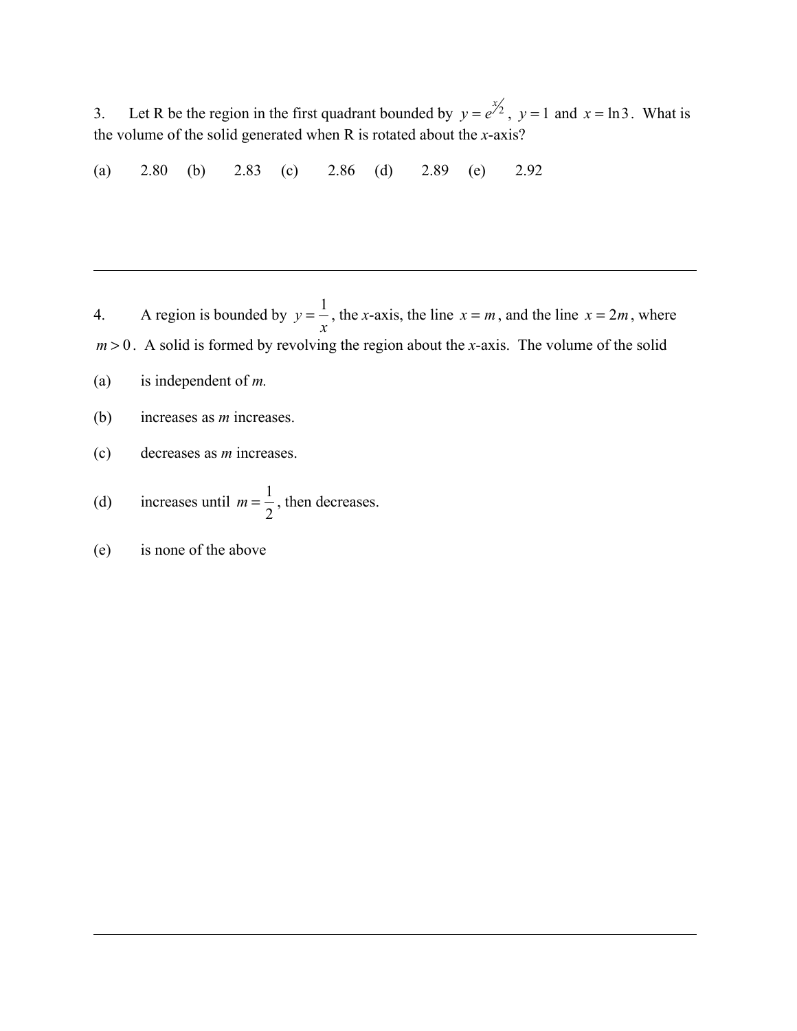3. Let R be the region in the first quadrant bounded by $y = e^{x/2}$, $y = 1$ and $x = \ln 3$. What is the volume of the solid generated when R is rotated about the $x$-axis?

(a) 2.80 (b) 2.83 (c) 2.86 (d) 2.89 (e) 2.92

---

4. A region is bounded by $y = \frac{1}{x}$, the $x$-axis, the line $x = m$, and the line $x = 2m$, where $m > 0$. A solid is formed by revolving the region about the $x$-axis. The volume of the solid

(a) is independent of $m$.

(b) increases as $m$ increases.

(c) decreases as $m$ increases.

(d) increases until $m = \frac{1}{2}$, then decreases.

(e) is none of the above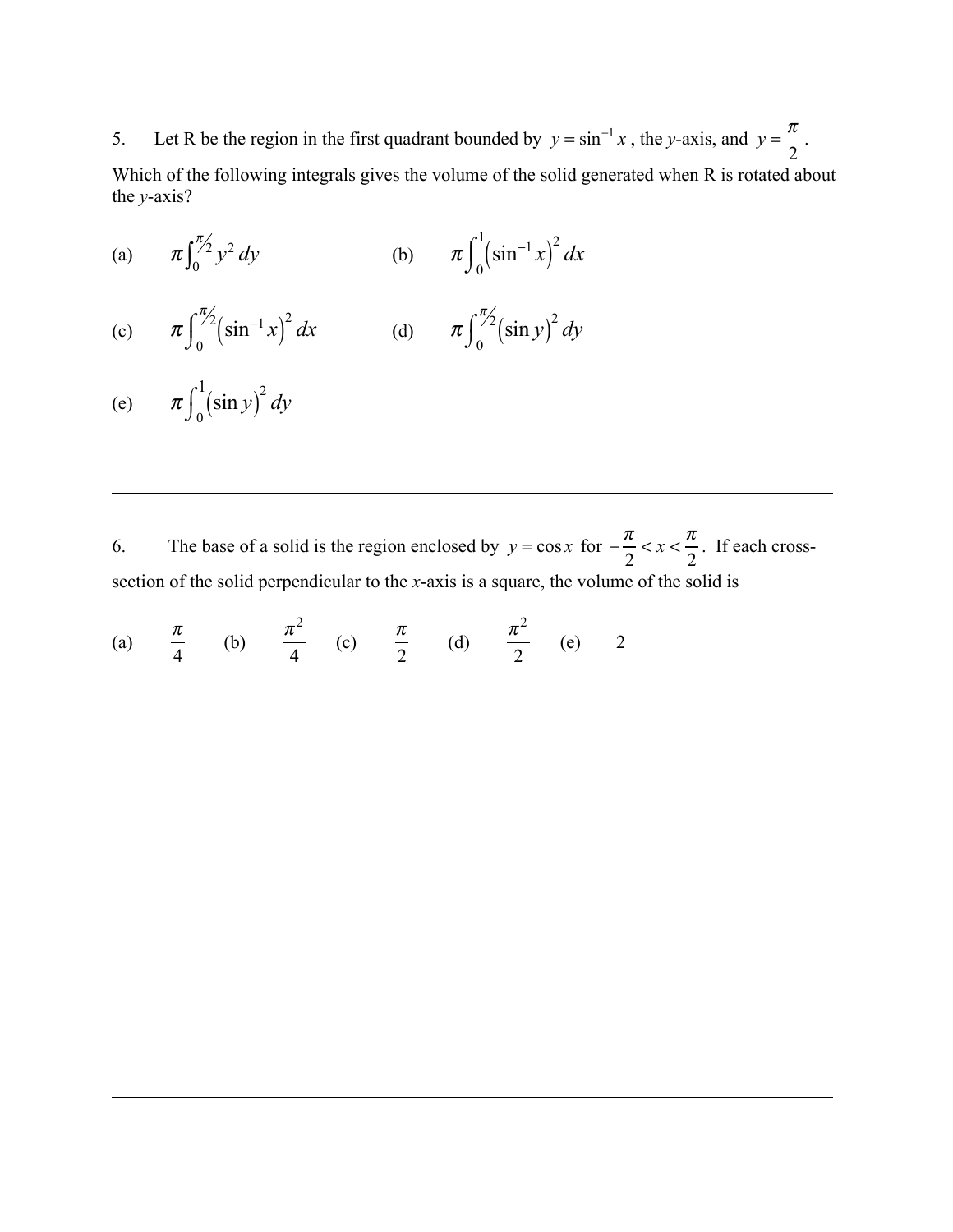5. Let R be the region in the first quadrant bounded by $y = \sin^{-1} x$, the $y$-axis, and $y = \frac{\pi}{2}$. Which of the following integrals gives the volume of the solid generated when R is rotated about the $y$-axis?

(a) $\pi \int_0^{\pi/2} y^2 \, dy$

(b) $\pi \int_0^1 \left(\sin^{-1} x\right)^2 dx$

(c) $\pi \int_0^{\pi/2} \left(\sin^{-1} x\right)^2 dx$

(d) $\pi \int_0^{\pi/2} \left(\sin y\right)^2 dy$

(e) $\pi \int_0^1 \left(\sin y\right)^2 dy$

---

6. The base of a solid is the region enclosed by $y = \cos x$ for $-\frac{\pi}{2} < x < \frac{\pi}{2}$. If each cross-section of the solid perpendicular to the $x$-axis is a square, the volume of the solid is

(a) $\frac{\pi}{4}$ (b) $\frac{\pi^2}{4}$ (c) $\frac{\pi}{2}$ (d) $\frac{\pi^2}{2}$ (e) 2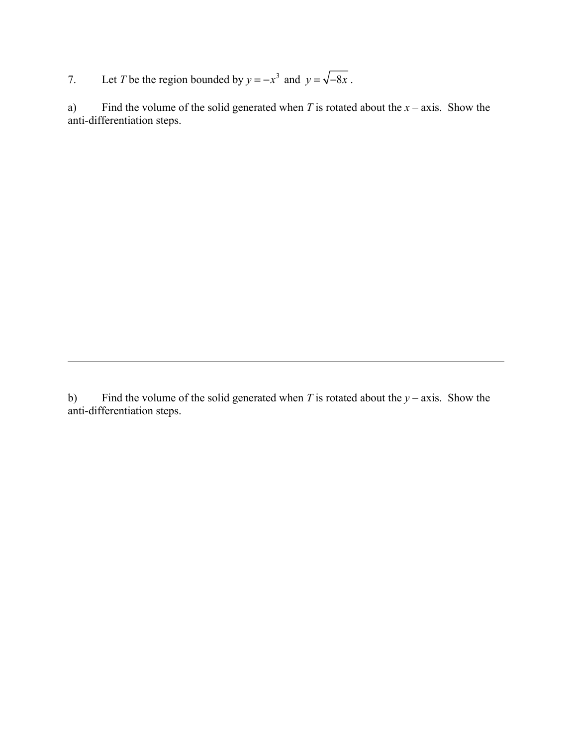7. Let $T$ be the region bounded by $y = -x^3$ and $y = \sqrt{-8x}$.

a) Find the volume of the solid generated when $T$ is rotated about the $x$ – axis. Show the anti-differentiation steps.

---

b) Find the volume of the solid generated when $T$ is rotated about the $y$ – axis. Show the anti-differentiation steps.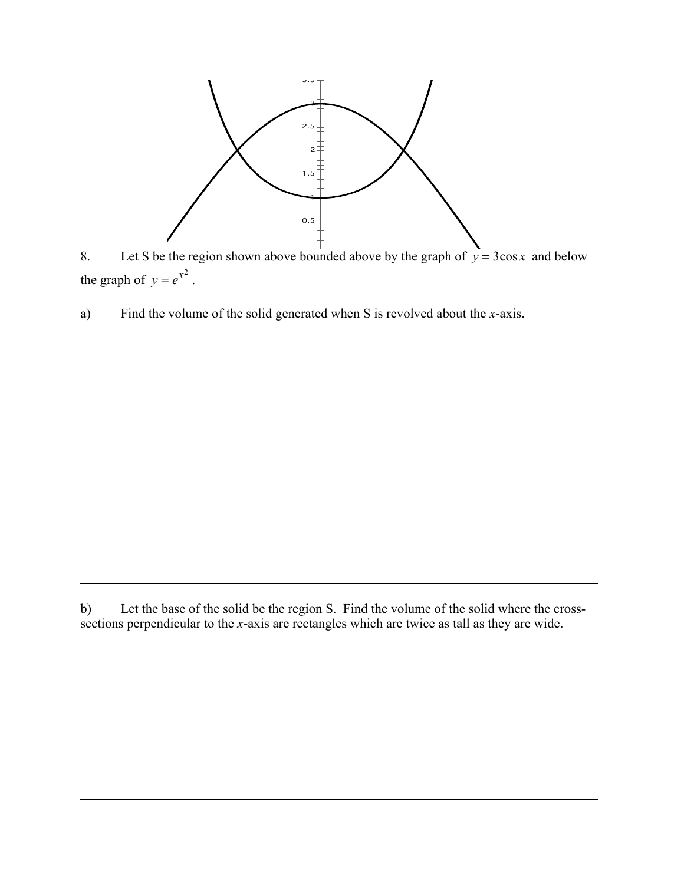8. Let S be the region shown above bounded above by the graph of $y = 3\cos x$ and below the graph of $y = e^{x^2}$.

a) Find the volume of the solid generated when S is revolved about the $x$-axis.

---

b) Let the base of the solid be the region S. Find the volume of the solid where the cross-sections perpendicular to the $x$-axis are rectangles which are twice as tall as they are wide.

---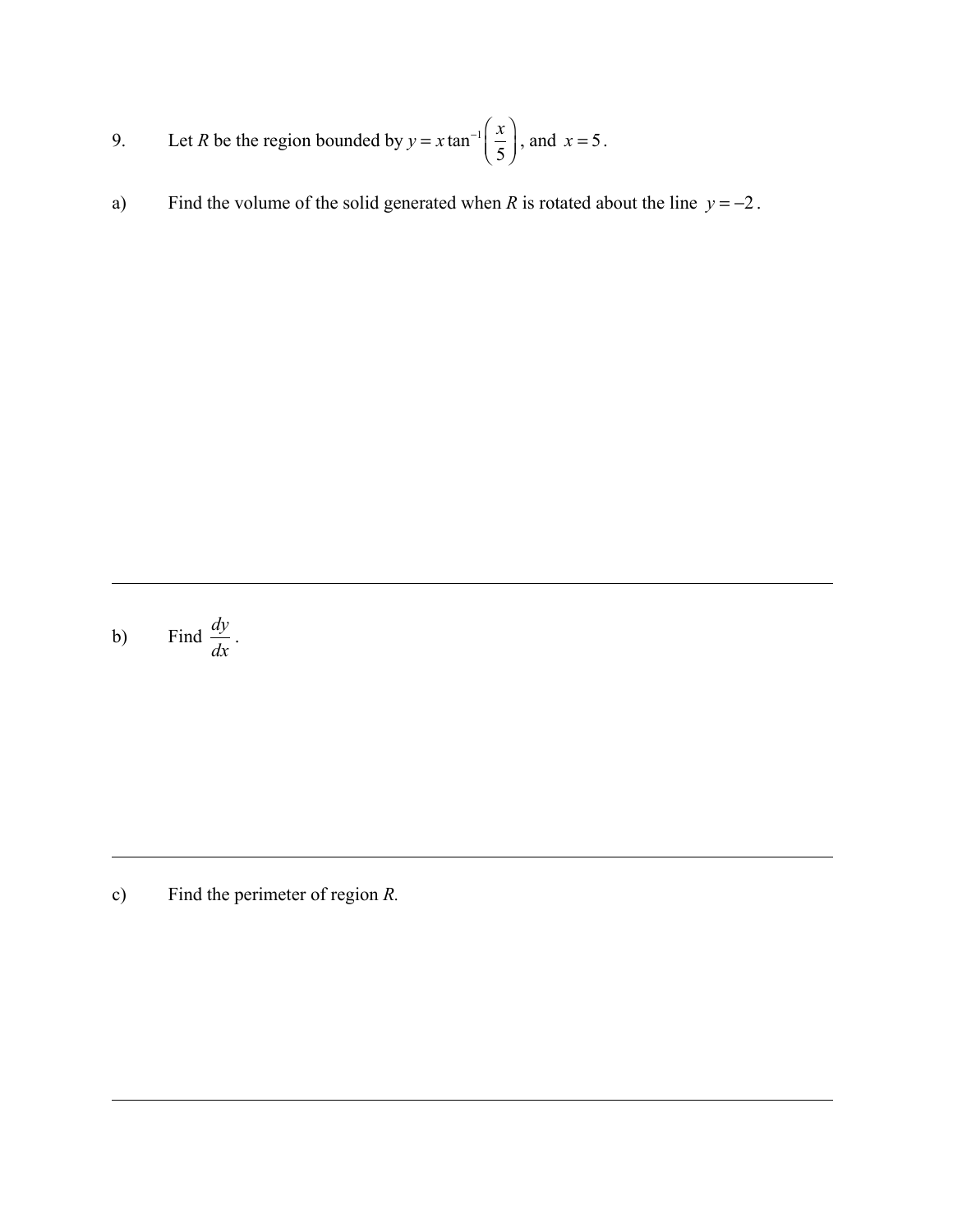9. Let $R$ be the region bounded by $y = x\tan^{-1}\left(\dfrac{x}{5}\right)$, and $x = 5$.

a) Find the volume of the solid generated when $R$ is rotated about the line $y = -2$.

---

b) Find $\dfrac{dy}{dx}$.

---

c) Find the perimeter of region $R$.

---